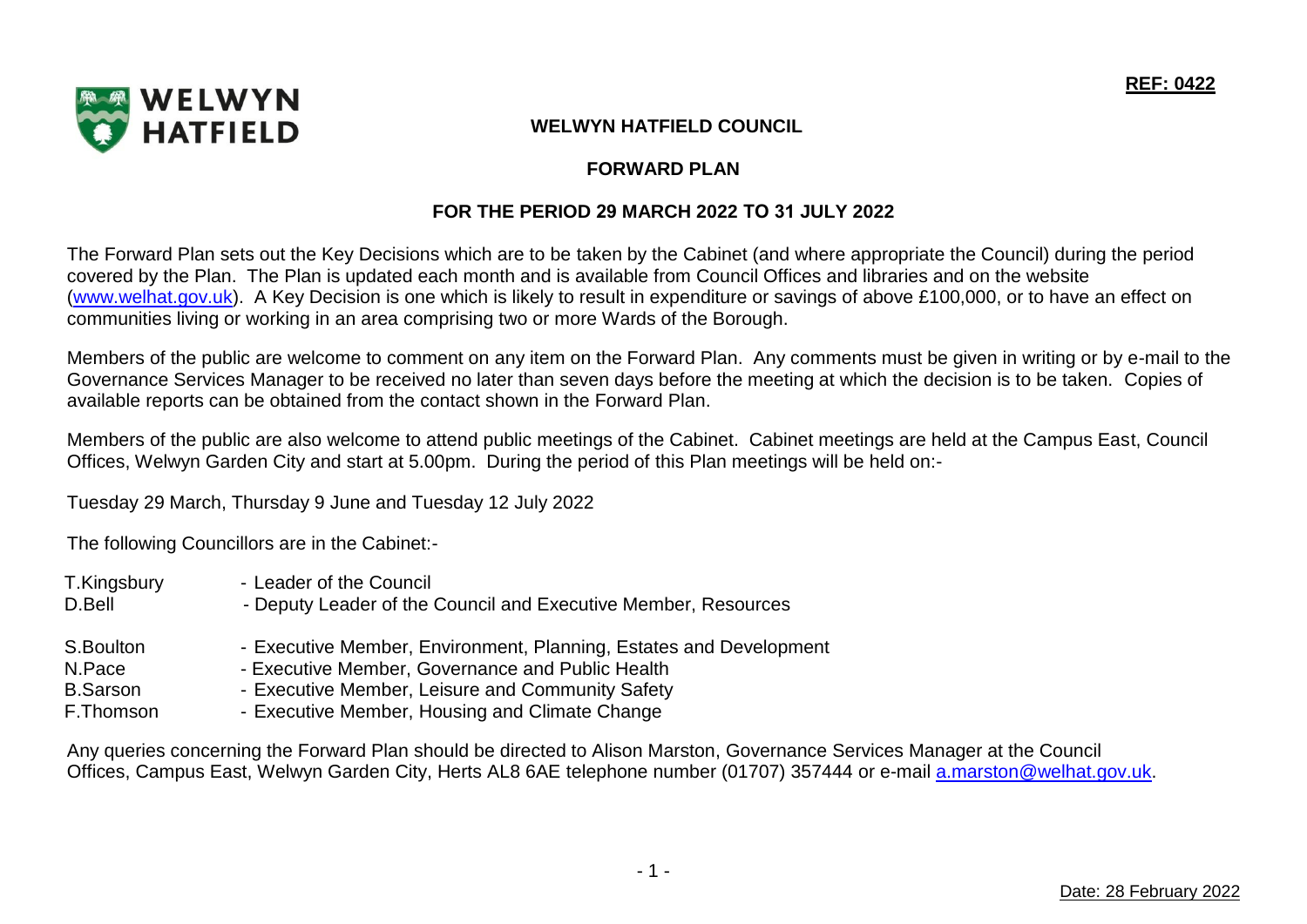**REF: 0422**

# WELWYN HATFIELD COUNCIL

## FORWARD PLAN

## FOR THE PERIOD 29 MARCH 2022 TO 31 JULY 2022

The Forward Plan sets out the Key Decisions which are to be taken by the Cabinet (and where appropriate the Council) during the period covered by the Plan. The Plan is updated each month and is available from Council Offices and libraries and on the website (www.welhat.gov.uk). A Key Decision is one which is likely to result in expenditure or savings of above £100,000, or to have an effect on communities living or working in an area comprising two or more Wards of the Borough.

Members of the public are welcome to comment on any item on the Forward Plan. Any comments must be given in writing or by e-mail to the Governance Services Manager to be received no later than seven days before the meeting at which the decision is to be taken. Copies of available reports can be obtained from the contact shown in the Forward Plan.

Members of the public are also welcome to attend public meetings of the Cabinet. Cabinet meetings are held at the Campus East, Council Offices, Welwyn Garden City and start at 5.00pm. During the period of this Plan meetings will be held on:-

Tuesday 29 March, Thursday 9 June and Tuesday 12 July 2022

The following Councillors are in the Cabinet:-

T.Kingsbury - Leader of the Council
D.Bell - Deputy Leader of the Council and Executive Member, Resources

S.Boulton - Executive Member, Environment, Planning, Estates and Development
N.Pace - Executive Member, Governance and Public Health
B.Sarson - Executive Member, Leisure and Community Safety
F.Thomson - Executive Member, Housing and Climate Change

Any queries concerning the Forward Plan should be directed to Alison Marston, Governance Services Manager at the Council Offices, Campus East, Welwyn Garden City, Herts AL8 6AE telephone number (01707) 357444 or e-mail a.marston@welhat.gov.uk.

Date: 28 February 2022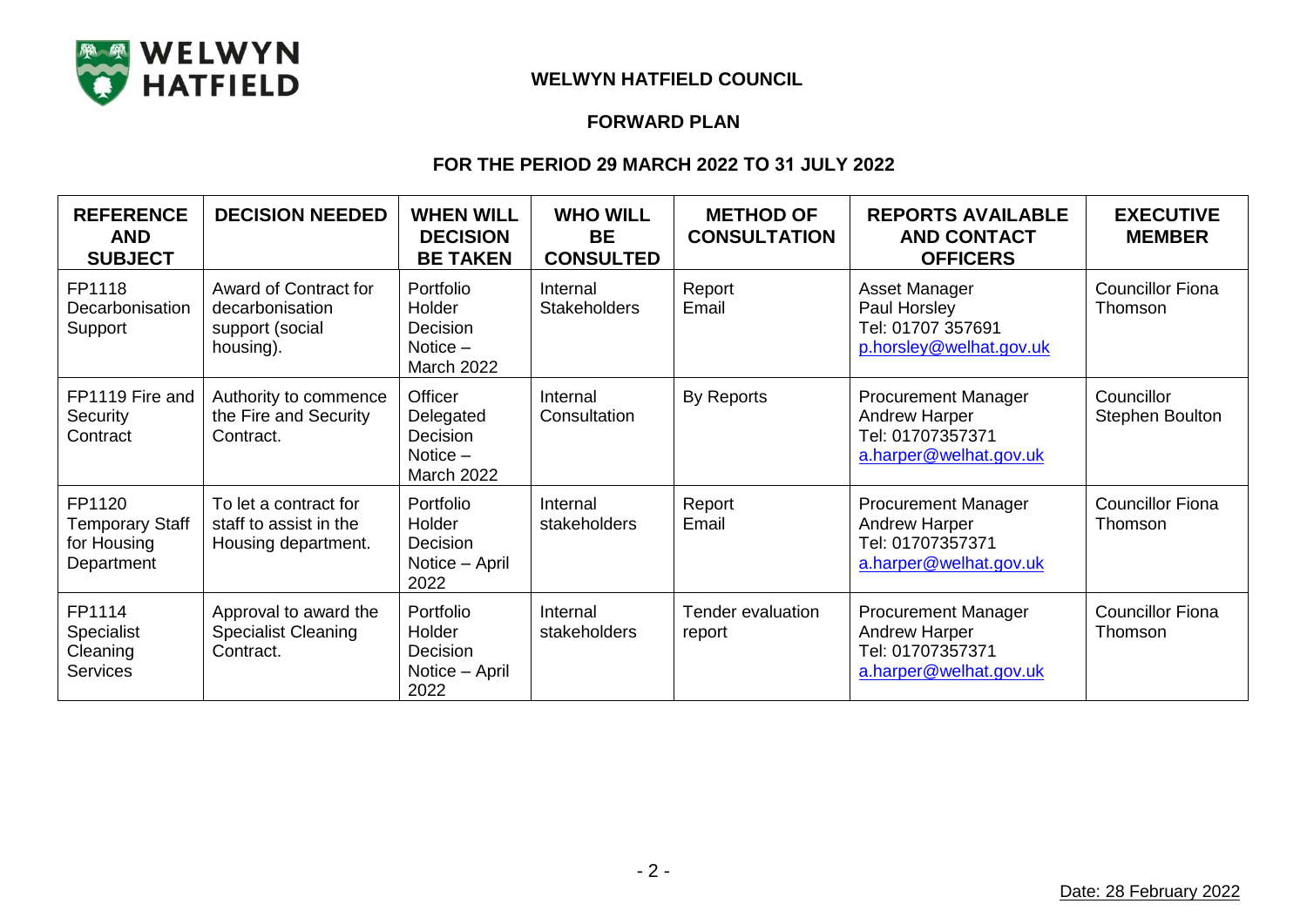WELWYN HATFIELD

**WELWYN HATFIELD COUNCIL**

**FORWARD PLAN**

**FOR THE PERIOD 29 MARCH 2022 TO 31 JULY 2022**

| REFERENCE AND SUBJECT | DECISION NEEDED | WHEN WILL DECISION BE TAKEN | WHO WILL BE CONSULTED | METHOD OF CONSULTATION | REPORTS AVAILABLE AND CONTACT OFFICERS | EXECUTIVE MEMBER |
|---|---|---|---|---|---|---|
| FP1118 Decarbonisation Support | Award of Contract for decarbonisation support (social housing). | Portfolio Holder Decision Notice – March 2022 | Internal Stakeholders | Report Email | Asset Manager Paul Horsley Tel: 01707 357691 p.horsley@welhat.gov.uk | Councillor Fiona Thomson |
| FP1119 Fire and Security Contract | Authority to commence the Fire and Security Contract. | Officer Delegated Decision Notice – March 2022 | Internal Consultation | By Reports | Procurement Manager Andrew Harper Tel: 01707357371 a.harper@welhat.gov.uk | Councillor Stephen Boulton |
| FP1120 Temporary Staff for Housing Department | To let a contract for staff to assist in the Housing department. | Portfolio Holder Decision Notice – April 2022 | Internal stakeholders | Report Email | Procurement Manager Andrew Harper Tel: 01707357371 a.harper@welhat.gov.uk | Councillor Fiona Thomson |
| FP1114 Specialist Cleaning Services | Approval to award the Specialist Cleaning Contract. | Portfolio Holder Decision Notice – April 2022 | Internal stakeholders | Tender evaluation report | Procurement Manager Andrew Harper Tel: 01707357371 a.harper@welhat.gov.uk | Councillor Fiona Thomson |

Date: 28 February 2022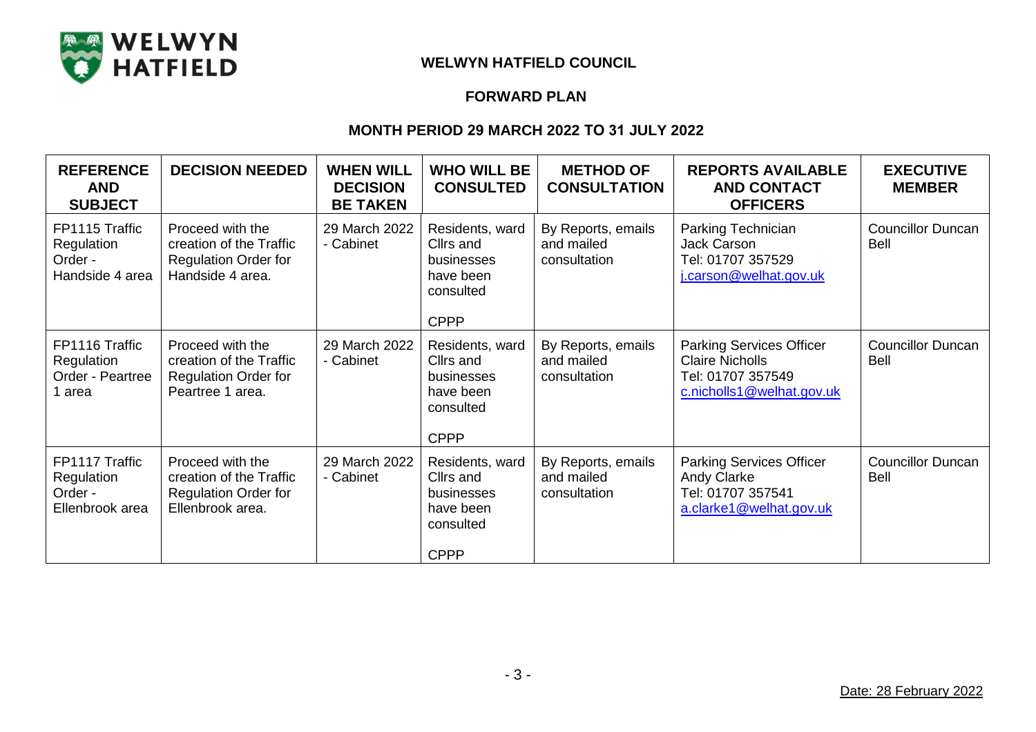**WELWYN HATFIELD COUNCIL**

**FORWARD PLAN**

**MONTH PERIOD 29 MARCH 2022 TO 31 JULY 2022**

| REFERENCE AND SUBJECT | DECISION NEEDED | WHEN WILL DECISION BE TAKEN | WHO WILL BE CONSULTED | METHOD OF CONSULTATION | REPORTS AVAILABLE AND CONTACT OFFICERS | EXECUTIVE MEMBER |
|---|---|---|---|---|---|---|
| FP1115 Traffic Regulation Order - Handside 4 area | Proceed with the creation of the Traffic Regulation Order for Handside 4 area. | 29 March 2022 - Cabinet | Residents, ward Cllrs and businesses have been consulted<br><br>CPPP | By Reports, emails and mailed consultation | Parking Technician<br>Jack Carson<br>Tel: 01707 357529<br>j.carson@welhat.gov.uk | Councillor Duncan Bell |
| FP1116 Traffic Regulation Order - Peartree 1 area | Proceed with the creation of the Traffic Regulation Order for Peartree 1 area. | 29 March 2022 - Cabinet | Residents, ward Cllrs and businesses have been consulted<br><br>CPPP | By Reports, emails and mailed consultation | Parking Services Officer<br>Claire Nicholls<br>Tel: 01707 357549<br>c.nicholls1@welhat.gov.uk | Councillor Duncan Bell |
| FP1117 Traffic Regulation Order - Ellenbrook area | Proceed with the creation of the Traffic Regulation Order for Ellenbrook area. | 29 March 2022 - Cabinet | Residents, ward Cllrs and businesses have been consulted<br><br>CPPP | By Reports, emails and mailed consultation | Parking Services Officer<br>Andy Clarke<br>Tel: 01707 357541<br>a.clarke1@welhat.gov.uk | Councillor Duncan Bell |

Date: 28 February 2022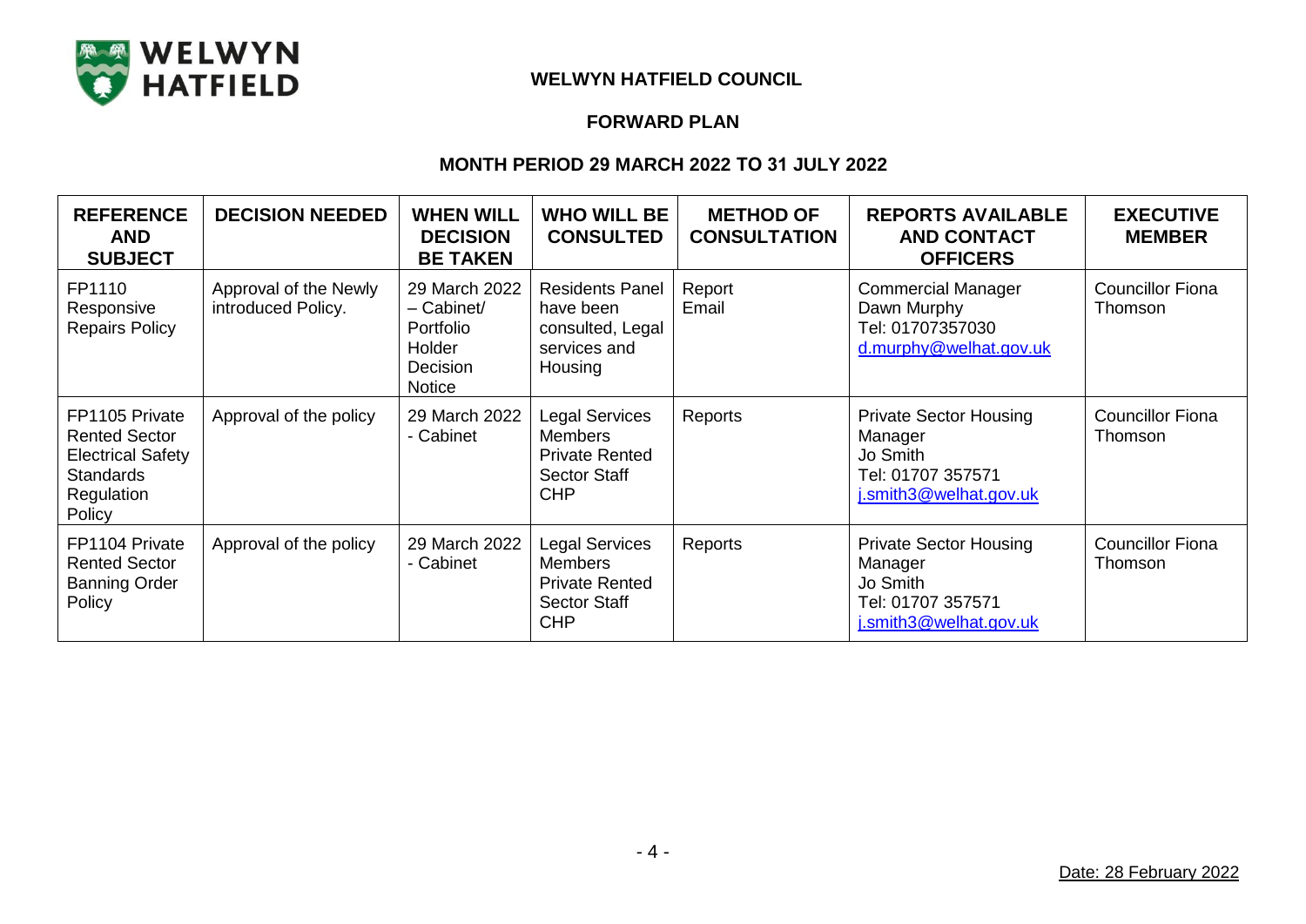**WELWYN HATFIELD COUNCIL**

**FORWARD PLAN**

**MONTH PERIOD 29 MARCH 2022 TO 31 JULY 2022**

| REFERENCE AND SUBJECT | DECISION NEEDED | WHEN WILL DECISION BE TAKEN | WHO WILL BE CONSULTED | METHOD OF CONSULTATION | REPORTS AVAILABLE AND CONTACT OFFICERS | EXECUTIVE MEMBER |
|---|---|---|---|---|---|---|
| FP1110 Responsive Repairs Policy | Approval of the Newly introduced Policy. | 29 March 2022 – Cabinet/ Portfolio Holder Decision Notice | Residents Panel have been consulted, Legal services and Housing | Report Email | Commercial Manager Dawn Murphy Tel: 01707357030 d.murphy@welhat.gov.uk | Councillor Fiona Thomson |
| FP1105 Private Rented Sector Electrical Safety Standards Regulation Policy | Approval of the policy | 29 March 2022 - Cabinet | Legal Services Members Private Rented Sector Staff CHP | Reports | Private Sector Housing Manager Jo Smith Tel: 01707 357571 j.smith3@welhat.gov.uk | Councillor Fiona Thomson |
| FP1104 Private Rented Sector Banning Order Policy | Approval of the policy | 29 March 2022 - Cabinet | Legal Services Members Private Rented Sector Staff CHP | Reports | Private Sector Housing Manager Jo Smith Tel: 01707 357571 j.smith3@welhat.gov.uk | Councillor Fiona Thomson |

Date: 28 February 2022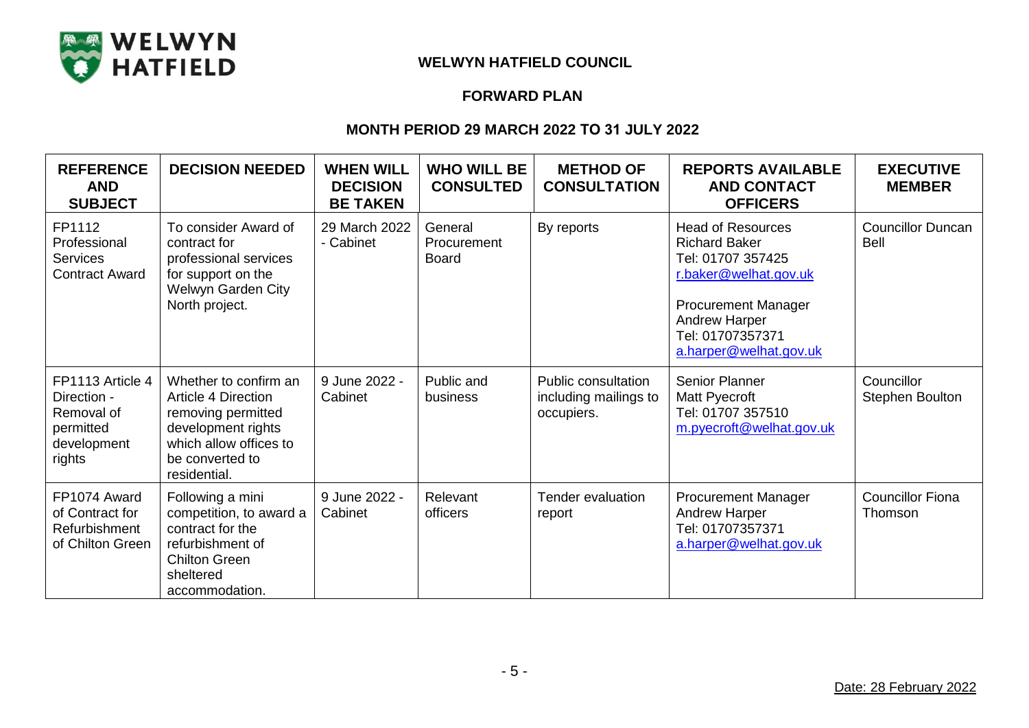**WELWYN HATFIELD COUNCIL**

**FORWARD PLAN**

**MONTH PERIOD 29 MARCH 2022 TO 31 JULY 2022**

| REFERENCE AND SUBJECT | DECISION NEEDED | WHEN WILL DECISION BE TAKEN | WHO WILL BE CONSULTED | METHOD OF CONSULTATION | REPORTS AVAILABLE AND CONTACT OFFICERS | EXECUTIVE MEMBER |
|---|---|---|---|---|---|---|
| FP1112 Professional Services Contract Award | To consider Award of contract for professional services for support on the Welwyn Garden City North project. | 29 March 2022 - Cabinet | General Procurement Board | By reports | Head of Resources Richard Baker Tel: 01707 357425 r.baker@welhat.gov.uk<br><br>Procurement Manager Andrew Harper Tel: 01707357371 a.harper@welhat.gov.uk | Councillor Duncan Bell |
| FP1113 Article 4 Direction - Removal of permitted development rights | Whether to confirm an Article 4 Direction removing permitted development rights which allow offices to be converted to residential. | 9 June 2022 - Cabinet | Public and business | Public consultation including mailings to occupiers. | Senior Planner Matt Pyecroft Tel: 01707 357510 m.pyecroft@welhat.gov.uk | Councillor Stephen Boulton |
| FP1074 Award of Contract for Refurbishment of Chilton Green | Following a mini competition, to award a contract for the refurbishment of Chilton Green sheltered accommodation. | 9 June 2022 - Cabinet | Relevant officers | Tender evaluation report | Procurement Manager Andrew Harper Tel: 01707357371 a.harper@welhat.gov.uk | Councillor Fiona Thomson |

Date: 28 February 2022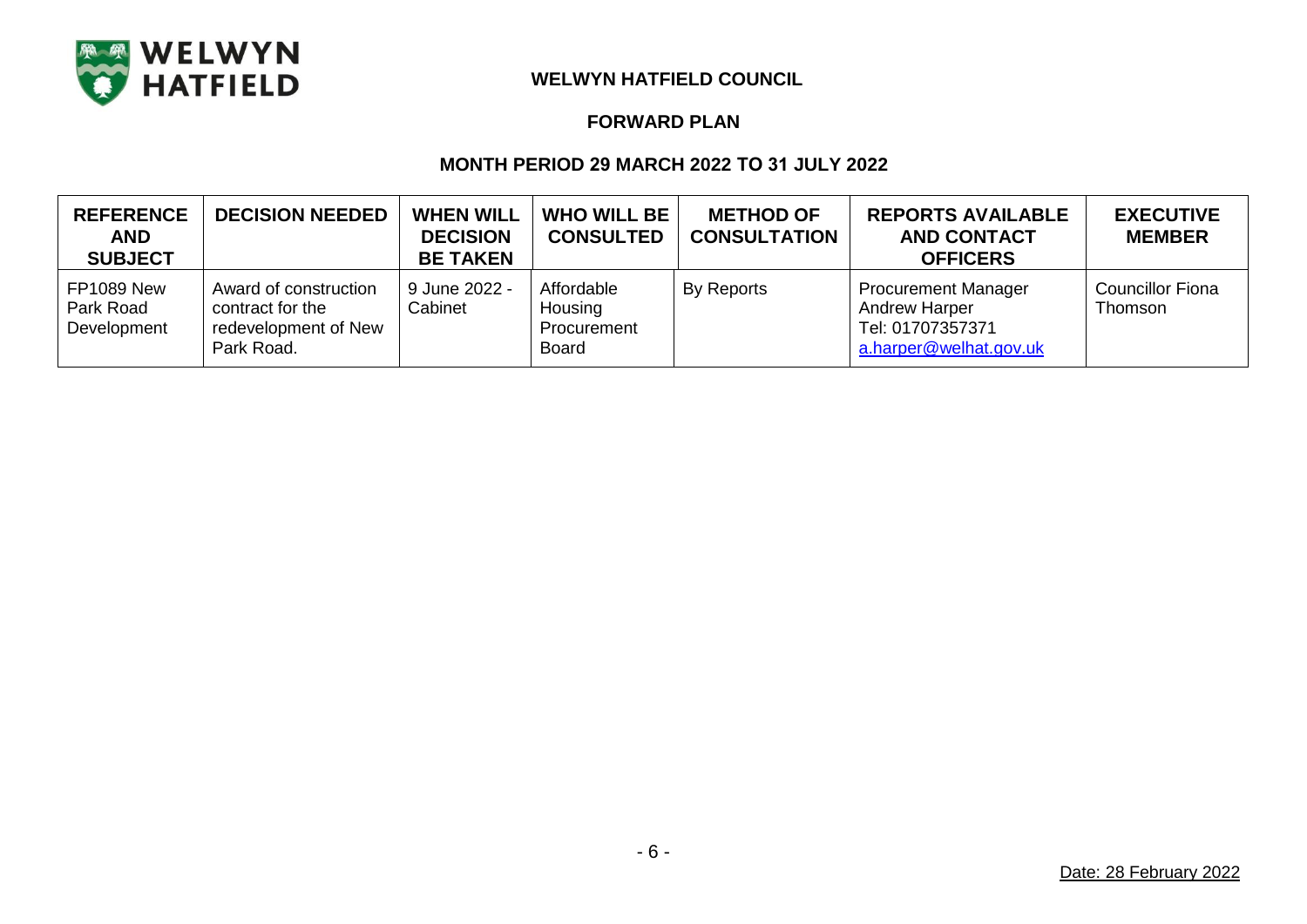**WELWYN HATFIELD COUNCIL**

**FORWARD PLAN**

**MONTH PERIOD 29 MARCH 2022 TO 31 JULY 2022**

| REFERENCE AND SUBJECT | DECISION NEEDED | WHEN WILL DECISION BE TAKEN | WHO WILL BE CONSULTED | METHOD OF CONSULTATION | REPORTS AVAILABLE AND CONTACT OFFICERS | EXECUTIVE MEMBER |
|---|---|---|---|---|---|---|
| FP1089 New Park Road Development | Award of construction contract for the redevelopment of New Park Road. | 9 June 2022 - Cabinet | Affordable Housing Procurement Board | By Reports | Procurement Manager Andrew Harper Tel: 01707357371 a.harper@welhat.gov.uk | Councillor Fiona Thomson |

Date: 28 February 2022